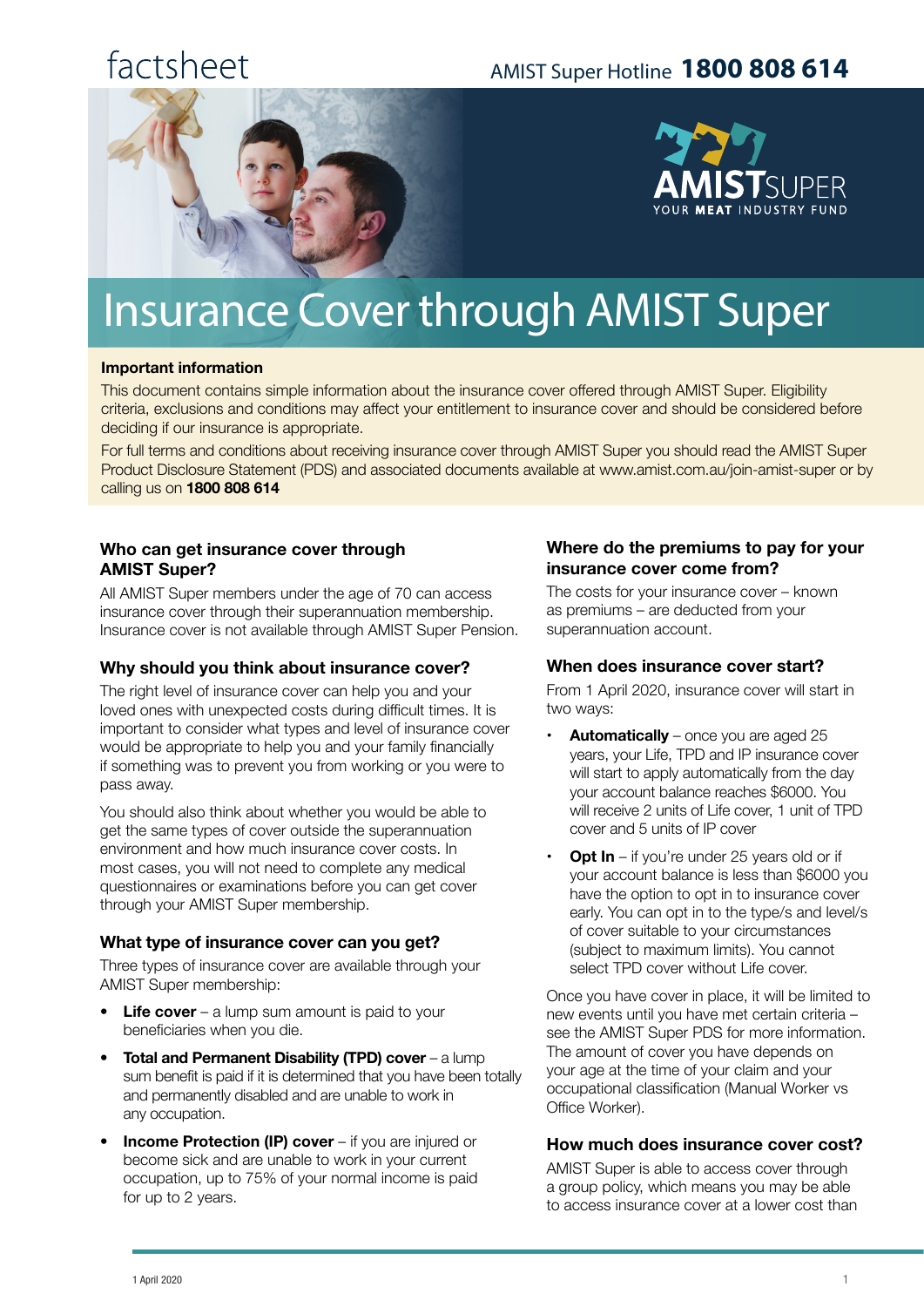factsheet

AMIST Super Hotline **1800 808 614**

# Insurance Cover through AMIST Super

**Important information**

This document contains simple information about the insurance cover offered through AMIST Super. Eligibility criteria, exclusions and conditions may affect your entitlement to insurance cover and should be considered before deciding if our insurance is appropriate.

For full terms and conditions about receiving insurance cover through AMIST Super you should read the AMIST Super Product Disclosure Statement (PDS) and associated documents available at www.amist.com.au/join-amist-super or by calling us on **1800 808 614**

## Who can get insurance cover through AMIST Super?

All AMIST Super members under the age of 70 can access insurance cover through their superannuation membership. Insurance cover is not available through AMIST Super Pension.

## Why should you think about insurance cover?

The right level of insurance cover can help you and your loved ones with unexpected costs during difficult times. It is important to consider what types and level of insurance cover would be appropriate to help you and your family financially if something was to prevent you from working or you were to pass away.

You should also think about whether you would be able to get the same types of cover outside the superannuation environment and how much insurance cover costs. In most cases, you will not need to complete any medical questionnaires or examinations before you can get cover through your AMIST Super membership.

## What type of insurance cover can you get?

Three types of insurance cover are available through your AMIST Super membership:

- **Life cover** – a lump sum amount is paid to your beneficiaries when you die.
- **Total and Permanent Disability (TPD) cover** – a lump sum benefit is paid if it is determined that you have been totally and permanently disabled and are unable to work in any occupation.
- **Income Protection (IP) cover** – if you are injured or become sick and are unable to work in your current occupation, up to 75% of your normal income is paid for up to 2 years.

## Where do the premiums to pay for your insurance cover come from?

The costs for your insurance cover – known as premiums – are deducted from your superannuation account.

## When does insurance cover start?

From 1 April 2020, insurance cover will start in two ways:

- **Automatically** – once you are aged 25 years, your Life, TPD and IP insurance cover will start to apply automatically from the day your account balance reaches $6000. You will receive 2 units of Life cover, 1 unit of TPD cover and 5 units of IP cover
- **Opt In** – if you're under 25 years old or if your account balance is less than $6000 you have the option to opt in to insurance cover early. You can opt in to the type/s and level/s of cover suitable to your circumstances (subject to maximum limits). You cannot select TPD cover without Life cover.

Once you have cover in place, it will be limited to new events until you have met certain criteria – see the AMIST Super PDS for more information. The amount of cover you have depends on your age at the time of your claim and your occupational classification (Manual Worker vs Office Worker).

## How much does insurance cover cost?

AMIST Super is able to access cover through a group policy, which means you may be able to access insurance cover at a lower cost than

1 April 2020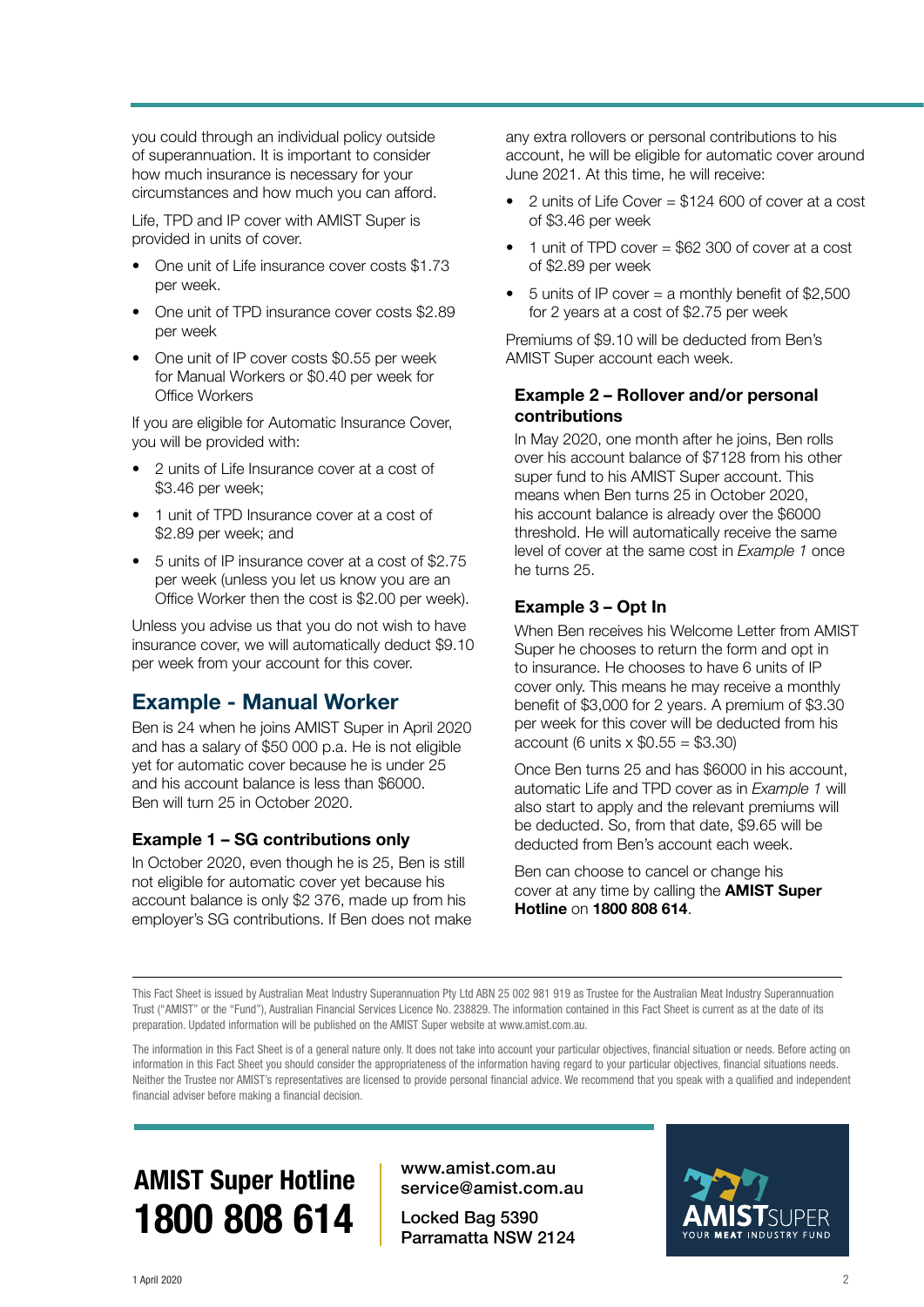you could through an individual policy outside of superannuation. It is important to consider how much insurance is necessary for your circumstances and how much you can afford.

Life, TPD and IP cover with AMIST Super is provided in units of cover.

- One unit of Life insurance cover costs $1.73 per week.
- One unit of TPD insurance cover costs $2.89 per week
- One unit of IP cover costs $0.55 per week for Manual Workers or $0.40 per week for Office Workers

If you are eligible for Automatic Insurance Cover, you will be provided with:

- 2 units of Life Insurance cover at a cost of $3.46 per week;
- 1 unit of TPD Insurance cover at a cost of $2.89 per week; and
- 5 units of IP insurance cover at a cost of $2.75 per week (unless you let us know you are an Office Worker then the cost is $2.00 per week).

Unless you advise us that you do not wish to have insurance cover, we will automatically deduct $9.10 per week from your account for this cover.

## Example - Manual Worker

Ben is 24 when he joins AMIST Super in April 2020 and has a salary of $50 000 p.a. He is not eligible yet for automatic cover because he is under 25 and his account balance is less than $6000. Ben will turn 25 in October 2020.

### Example 1 – SG contributions only

In October 2020, even though he is 25, Ben is still not eligible for automatic cover yet because his account balance is only $2 376, made up from his employer's SG contributions. If Ben does not make any extra rollovers or personal contributions to his account, he will be eligible for automatic cover around June 2021. At this time, he will receive:

- 2 units of Life Cover = $124 600 of cover at a cost of $3.46 per week
- 1 unit of TPD cover = $62 300 of cover at a cost of $2.89 per week
- 5 units of IP cover = a monthly benefit of $2,500 for 2 years at a cost of $2.75 per week

Premiums of $9.10 will be deducted from Ben's AMIST Super account each week.

### Example 2 – Rollover and/or personal contributions

In May 2020, one month after he joins, Ben rolls over his account balance of $7128 from his other super fund to his AMIST Super account. This means when Ben turns 25 in October 2020, his account balance is already over the $6000 threshold. He will automatically receive the same level of cover at the same cost in *Example 1* once he turns 25.

### Example 3 – Opt In

When Ben receives his Welcome Letter from AMIST Super he chooses to return the form and opt in to insurance. He chooses to have 6 units of IP cover only. This means he may receive a monthly benefit of $3,000 for 2 years. A premium of $3.30 per week for this cover will be deducted from his account (6 units x $0.55 = $3.30)

Once Ben turns 25 and has $6000 in his account, automatic Life and TPD cover as in *Example 1* will also start to apply and the relevant premiums will be deducted. So, from that date, $9.65 will be deducted from Ben's account each week.

Ben can choose to cancel or change his cover at any time by calling the **AMIST Super Hotline** on **1800 808 614**.

---

This Fact Sheet is issued by Australian Meat Industry Superannuation Pty Ltd ABN 25 002 981 919 as Trustee for the Australian Meat Industry Superannuation Trust ("AMIST" or the "Fund"), Australian Financial Services Licence No. 238829. The information contained in this Fact Sheet is current as at the date of its preparation. Updated information will be published on the AMIST Super website at www.amist.com.au.

The information in this Fact Sheet is of a general nature only. It does not take into account your particular objectives, financial situation or needs. Before acting on information in this Fact Sheet you should consider the appropriateness of the information having regard to your particular objectives, financial situations needs. Neither the Trustee nor AMIST's representatives are licensed to provide personal financial advice. We recommend that you speak with a qualified and independent financial adviser before making a financial decision.

**AMIST Super Hotline**
**1800 808 614**

**www.amist.com.au**
**service@amist.com.au**

**Locked Bag 5390**
**Parramatta NSW 2124**

AMIST SUPER
YOUR MEAT INDUSTRY FUND

1 April 2020